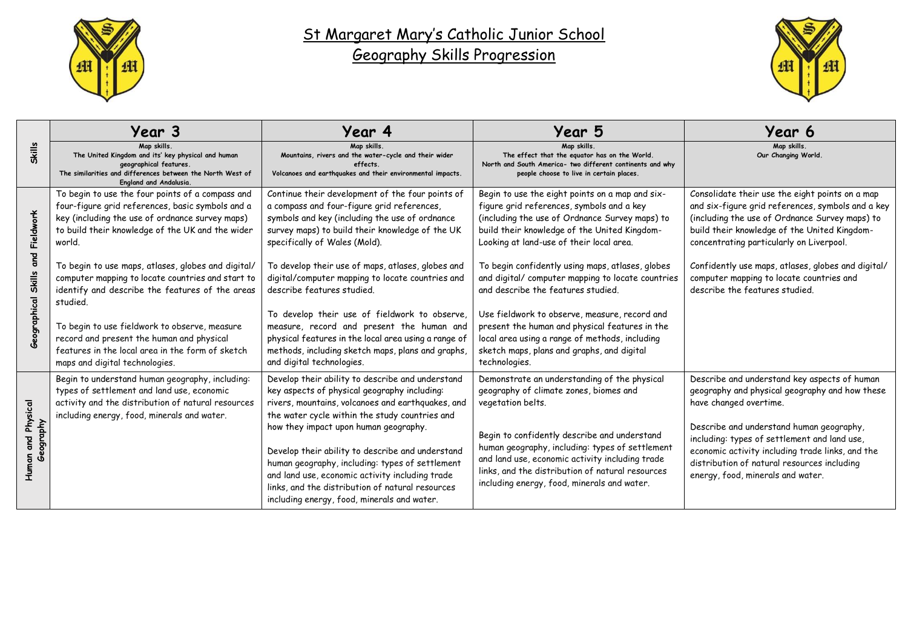# St Margaret Mary's Catholic Junior School

## Geography Skills Progression

| Skills | Year 3 | Year 4 | Year 5 | Year 6 |
|---|---|---|---|---|
| | **Map skills.** **The United Kingdom and its' key physical and human geographical features.** **The similarities and differences between the North West of England and Andalusia.** | **Map skills.** **Mountains, rivers and the water-cycle and their wider effects.** **Volcanoes and earthquakes and their environmental impacts.** | **Map skills.** **The effect that the equator has on the World.** **North and South America- two different continents and why people choose to live in certain places.** | **Map skills.** **Our Changing World.** |
| **Geographical Skills and Fieldwork** | To begin to use the four points of a compass and four-figure grid references, basic symbols and a key (including the use of ordnance survey maps) to build their knowledge of the UK and the wider world.<br><br>To begin to use maps, atlases, globes and digital/ computer mapping to locate countries and start to identify and describe the features of the areas studied.<br><br>To begin to use fieldwork to observe, measure record and present the human and physical features in the local area in the form of sketch maps and digital technologies. | Continue their development of the four points of a compass and four-figure grid references, symbols and key (including the use of ordnance survey maps) to build their knowledge of the UK specifically of Wales (Mold).<br><br>To develop their use of maps, atlases, globes and digital/computer mapping to locate countries and describe features studied.<br><br>To develop their use of fieldwork to observe, measure, record and present the human and physical features in the local area using a range of methods, including sketch maps, plans and graphs, and digital technologies. | Begin to use the eight points on a map and six-figure grid references, symbols and a key (including the use of Ordnance Survey maps) to build their knowledge of the United Kingdom- Looking at land-use of their local area.<br><br>To begin confidently using maps, atlases, globes and digital/ computer mapping to locate countries and describe the features studied.<br><br>Use fieldwork to observe, measure, record and present the human and physical features in the local area using a range of methods, including sketch maps, plans and graphs, and digital technologies. | Consolidate their use the eight points on a map and six-figure grid references, symbols and a key (including the use of Ordnance Survey maps) to build their knowledge of the United Kingdom- concentrating particularly on Liverpool.<br><br>Confidently use maps, atlases, globes and digital/ computer mapping to locate countries and describe the features studied. |
| **Human and Physical Geography** | Begin to understand human geography, including: types of settlement and land use, economic activity and the distribution of natural resources including energy, food, minerals and water. | Develop their ability to describe and understand key aspects of physical geography including: rivers, mountains, volcanoes and earthquakes, and the water cycle within the study countries and how they impact upon human geography.<br><br>Develop their ability to describe and understand human geography, including: types of settlement and land use, economic activity including trade links, and the distribution of natural resources including energy, food, minerals and water. | Demonstrate an understanding of the physical geography of climate zones, biomes and vegetation belts.<br><br>Begin to confidently describe and understand human geography, including: types of settlement and land use, economic activity including trade links, and the distribution of natural resources including energy, food, minerals and water. | Describe and understand key aspects of human geography and physical geography and how these have changed overtime.<br><br>Describe and understand human geography, including: types of settlement and land use, economic activity including trade links, and the distribution of natural resources including energy, food, minerals and water. |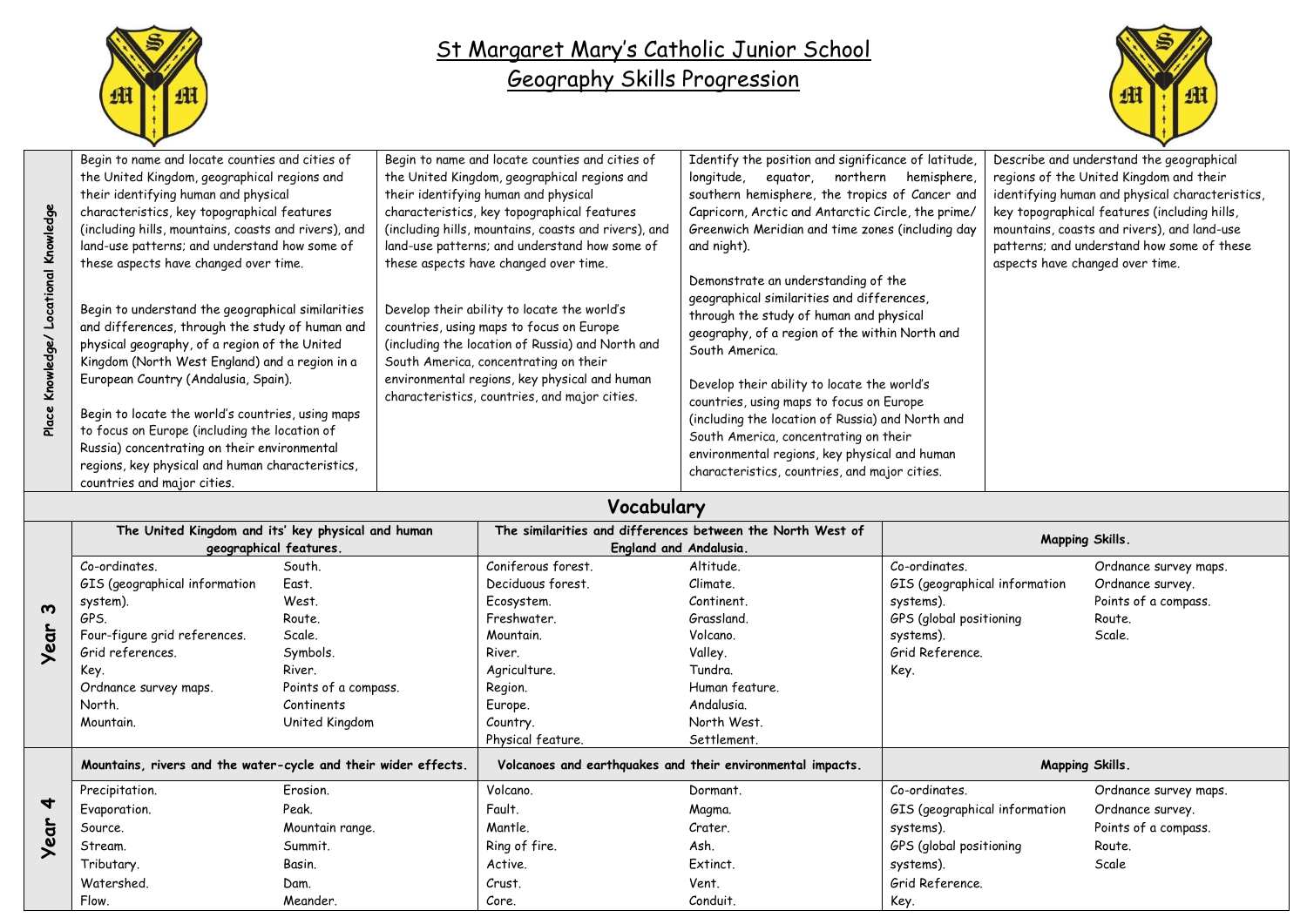# St Margaret Mary's Catholic Junior School

## Geography Skills Progression

| Place Knowledge/ Locational Knowledge | | | | |
|---|---|---|---|---|
| Place Knowledge/ Locational Knowledge | Begin to name and locate counties and cities of the United Kingdom, geographical regions and their identifying human and physical characteristics, key topographical features (including hills, mountains, coasts and rivers), and land-use patterns; and understand how some of these aspects have changed over time.<br><br>Begin to understand the geographical similarities and differences, through the study of human and physical geography, of a region of the United Kingdom (North West England) and a region in a European Country (Andalusia, Spain).<br><br>Begin to locate the world's countries, using maps to focus on Europe (including the location of Russia) concentrating on their environmental regions, key physical and human characteristics, countries and major cities. | Begin to name and locate counties and cities of the United Kingdom, geographical regions and their identifying human and physical characteristics, key topographical features (including hills, mountains, coasts and rivers), and land-use patterns; and understand how some of these aspects have changed over time.<br><br>Develop their ability to locate the world's countries, using maps to focus on Europe (including the location of Russia) and North and South America, concentrating on their environmental regions, key physical and human characteristics, countries, and major cities. | Identify the position and significance of latitude, longitude, equator, northern hemisphere, southern hemisphere, the tropics of Cancer and Capricorn, Arctic and Antarctic Circle, the prime/ Greenwich Meridian and time zones (including day and night).<br><br>Demonstrate an understanding of the geographical similarities and differences, through the study of human and physical geography, of a region of the within North and South America.<br><br>Develop their ability to locate the world's countries, using maps to focus on Europe (including the location of Russia) and North and South America, concentrating on their environmental regions, key physical and human characteristics, countries, and major cities. | Describe and understand the geographical regions of the United Kingdom and their identifying human and physical characteristics, key topographical features (including hills, mountains, coasts and rivers), and land-use patterns; and understand how some of these aspects have changed over time. |

## Vocabulary

| | | | | | | |
|---|---|---|---|---|---|---|
| **Year 3** | **The United Kingdom and its' key physical and human geographical features.** | | **The similarities and differences between the North West of England and Andalusia.** | | **Mapping Skills.** | |
| | Co-ordinates.<br>GIS (geographical information system).<br>GPS.<br>Four-figure grid references.<br>Grid references.<br>Key.<br>Ordnance survey maps.<br>North.<br>Mountain. | South.<br>East.<br>West.<br>Route.<br>Scale.<br>Symbols.<br>River.<br>Points of a compass.<br>Continents<br>United Kingdom | Coniferous forest.<br>Deciduous forest.<br>Ecosystem.<br>Freshwater.<br>Mountain.<br>River.<br>Agriculture.<br>Region.<br>Europe.<br>Country.<br>Physical feature. | Altitude.<br>Climate.<br>Continent.<br>Grassland.<br>Volcano.<br>Valley.<br>Tundra.<br>Human feature.<br>Andalusia.<br>North West.<br>Settlement. | Co-ordinates.<br>GIS (geographical information systems).<br>GPS (global positioning systems).<br>Grid Reference.<br>Key. | Ordnance survey maps.<br>Ordnance survey.<br>Points of a compass.<br>Route.<br>Scale. |
| **Year 4** | **Mountains, rivers and the water-cycle and their wider effects.** | | **Volcanoes and earthquakes and their environmental impacts.** | | **Mapping Skills.** | |
| | Precipitation.<br>Evaporation.<br>Source.<br>Stream.<br>Tributary.<br>Watershed.<br>Flow. | Erosion.<br>Peak.<br>Mountain range.<br>Summit.<br>Basin.<br>Dam.<br>Meander. | Volcano.<br>Fault.<br>Mantle.<br>Ring of fire.<br>Active.<br>Crust.<br>Core. | Dormant.<br>Magma.<br>Crater.<br>Ash.<br>Extinct.<br>Vent.<br>Conduit. | Co-ordinates.<br>GIS (geographical information systems).<br>GPS (global positioning systems).<br>Grid Reference.<br>Key. | Ordnance survey maps.<br>Ordnance survey.<br>Points of a compass.<br>Route.<br>Scale |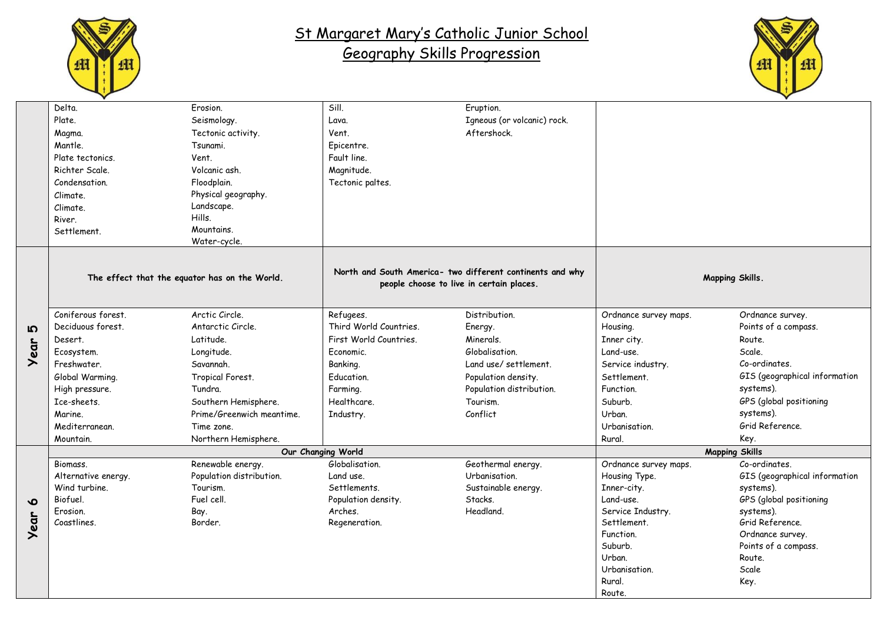# St Margaret Mary's Catholic Junior School

## Geography Skills Progression

| | | | | | | |
|---|---|---|---|---|---|---|
| | Delta.<br>Plate.<br>Magma.<br>Mantle.<br>Plate tectonics.<br>Richter Scale.<br>Condensation.<br>Climate.<br>Climate.<br>River.<br>Settlement. | Erosion.<br>Seismology.<br>Tectonic activity.<br>Tsunami.<br>Vent.<br>Volcanic ash.<br>Floodplain.<br>Physical geography.<br>Landscape.<br>Hills.<br>Mountains.<br>Water-cycle. | Sill.<br>Lava.<br>Vent.<br>Epicentre.<br>Fault line.<br>Magnitude.<br>Tectonic paltes. | Eruption.<br>Igneous (or volcanic) rock.<br>Aftershock. | | |
| Year 5 | **The effect that the equator has on the World.** | | **North and South America- two different continents and why people choose to live in certain places.** | | **Mapping Skills.** | |
| | Coniferous forest.<br>Deciduous forest.<br>Desert.<br>Ecosystem.<br>Freshwater.<br>Global Warming.<br>High pressure.<br>Ice-sheets.<br>Marine.<br>Mediterranean.<br>Mountain. | Arctic Circle.<br>Antarctic Circle.<br>Latitude.<br>Longitude.<br>Savannah.<br>Tropical Forest.<br>Tundra.<br>Southern Hemisphere.<br>Prime/Greenwich meantime.<br>Time zone.<br>Northern Hemisphere. | Refugees.<br>Third World Countries.<br>First World Countries.<br>Economic.<br>Banking.<br>Education.<br>Farming.<br>Healthcare.<br>Industry. | Distribution.<br>Energy.<br>Minerals.<br>Globalisation.<br>Land use/ settlement.<br>Population density.<br>Population distribution.<br>Tourism.<br>Conflict | Ordnance survey maps.<br>Housing.<br>Inner city.<br>Land-use.<br>Service industry.<br>Settlement.<br>Function.<br>Suburb.<br>Urban.<br>Urbanisation.<br>Rural. | Ordnance survey.<br>Points of a compass.<br>Route.<br>Scale.<br>Co-ordinates.<br>GIS (geographical information systems).<br>GPS (global positioning systems).<br>Grid Reference.<br>Key. |
| Year 6 | **Our Changing World** | | | | **Mapping Skills** | |
| | Biomass.<br>Alternative energy.<br>Wind turbine.<br>Biofuel.<br>Erosion.<br>Coastlines. | Renewable energy.<br>Population distribution.<br>Tourism.<br>Fuel cell.<br>Bay.<br>Border. | Globalisation.<br>Land use.<br>Settlements.<br>Population density.<br>Arches.<br>Regeneration. | Geothermal energy.<br>Urbanisation.<br>Sustainable energy.<br>Stacks.<br>Headland. | Ordnance survey maps.<br>Housing Type.<br>Inner-city.<br>Land-use.<br>Service Industry.<br>Settlement.<br>Function.<br>Suburb.<br>Urban.<br>Urbanisation.<br>Rural.<br>Route. | Co-ordinates.<br>GIS (geographical information systems).<br>GPS (global positioning systems).<br>Grid Reference.<br>Ordnance survey.<br>Points of a compass.<br>Route.<br>Scale<br>Key. |